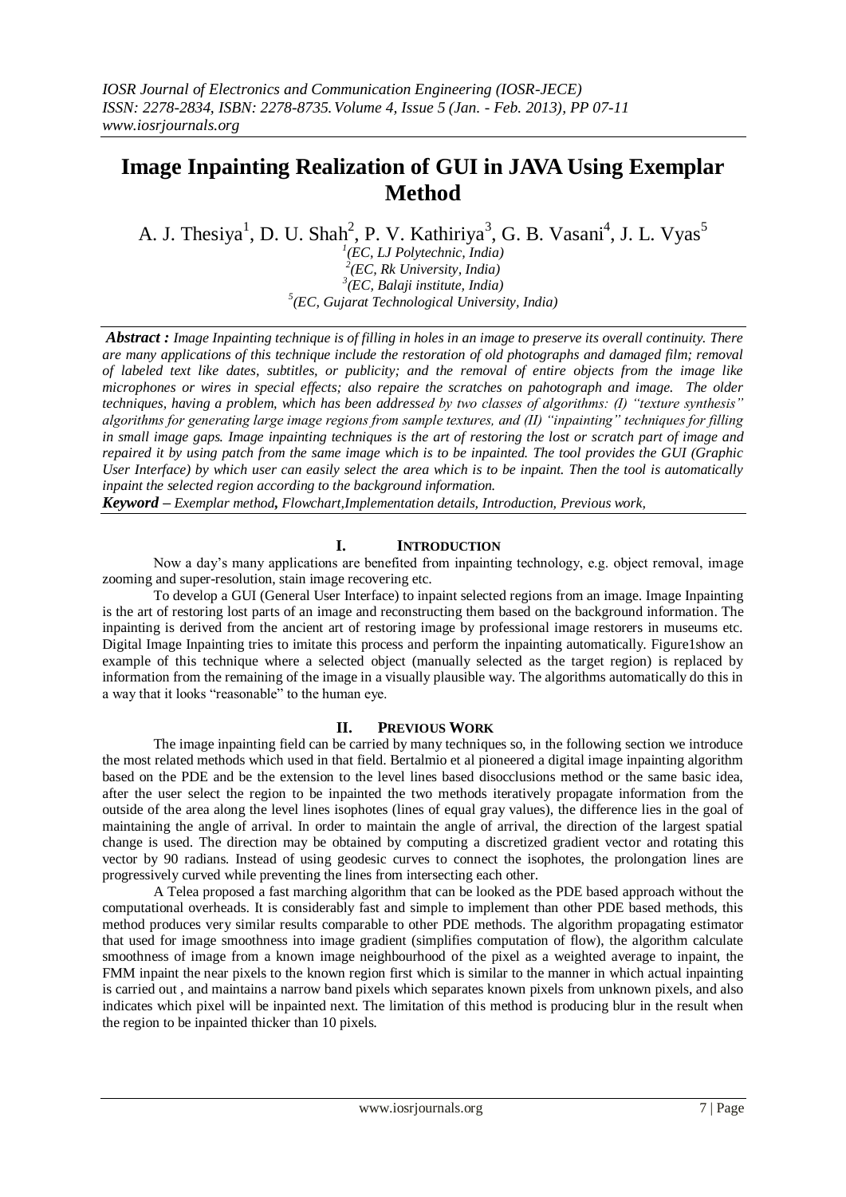# Image Inpainting Realization of GUI in JAVA Using Exemplar Method

A. J. Thesiya[1], D. U. Shah[2], P. V. Kathiriya[3], G. B. Vasani[4], J. L. Vyas[5]

[1](EC, LJ Polytechnic, India)
[2](EC, Rk University, India)
[3](EC, Balaji institute, India)
[5](EC, Gujarat Technological University, India)

***Abstract :*** *Image Inpainting technique is of filling in holes in an image to preserve its overall continuity. There are many applications of this technique include the restoration of old photographs and damaged film; removal of labeled text like dates, subtitles, or publicity; and the removal of entire objects from the image like microphones or wires in special effects; also repaire the scratches on pahotograph and image. The older techniques, having a problem, which has been addressed by two classes of algorithms: (I) "texture synthesis" algorithms for generating large image regions from sample textures, and (II) "inpainting" techniques for filling in small image gaps. Image inpainting techniques is the art of restoring the lost or scratch part of image and repaired it by using patch from the same image which is to be inpainted. The tool provides the GUI (Graphic User Interface) by which user can easily select the area which is to be inpaint. Then the tool is automatically inpaint the selected region according to the background information.*

***Keyword –*** *Exemplar method, Flowchart,Implementation details, Introduction, Previous work,*

## I. INTRODUCTION

Now a day's many applications are benefited from inpainting technology, e.g. object removal, image zooming and super-resolution, stain image recovering etc.

To develop a GUI (General User Interface) to inpaint selected regions from an image. Image Inpainting is the art of restoring lost parts of an image and reconstructing them based on the background information. The inpainting is derived from the ancient art of restoring image by professional image restorers in museums etc. Digital Image Inpainting tries to imitate this process and perform the inpainting automatically. Figure1show an example of this technique where a selected object (manually selected as the target region) is replaced by information from the remaining of the image in a visually plausible way. The algorithms automatically do this in a way that it looks "reasonable" to the human eye.

## II. PREVIOUS WORK

The image inpainting field can be carried by many techniques so, in the following section we introduce the most related methods which used in that field. Bertalmio et al pioneered a digital image inpainting algorithm based on the PDE and be the extension to the level lines based disocclusions method or the same basic idea, after the user select the region to be inpainted the two methods iteratively propagate information from the outside of the area along the level lines isophotes (lines of equal gray values), the difference lies in the goal of maintaining the angle of arrival. In order to maintain the angle of arrival, the direction of the largest spatial change is used. The direction may be obtained by computing a discretized gradient vector and rotating this vector by 90 radians. Instead of using geodesic curves to connect the isophotes, the prolongation lines are progressively curved while preventing the lines from intersecting each other.

A Telea proposed a fast marching algorithm that can be looked as the PDE based approach without the computational overheads. It is considerably fast and simple to implement than other PDE based methods, this method produces very similar results comparable to other PDE methods. The algorithm propagating estimator that used for image smoothness into image gradient (simplifies computation of flow), the algorithm calculate smoothness of image from a known image neighbourhood of the pixel as a weighted average to inpaint, the FMM inpaint the near pixels to the known region first which is similar to the manner in which actual inpainting is carried out , and maintains a narrow band pixels which separates known pixels from unknown pixels, and also indicates which pixel will be inpainted next. The limitation of this method is producing blur in the result when the region to be inpainted thicker than 10 pixels.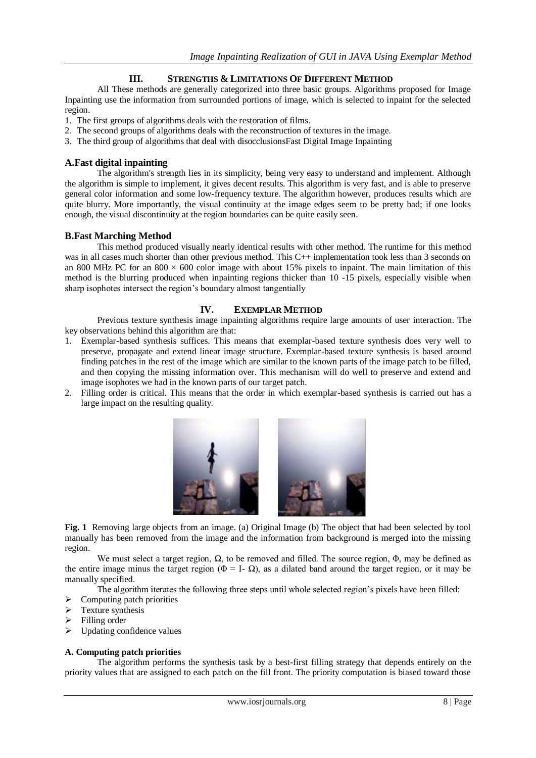## III. STRENGTHS & LIMITATIONS OF DIFFERENT METHOD

All These methods are generally categorized into three basic groups. Algorithms proposed for Image Inpainting use the information from surrounded portions of image, which is selected to inpaint for the selected region.

1. The first groups of algorithms deals with the restoration of films.
2. The second groups of algorithms deals with the reconstruction of textures in the image.
3. The third group of algorithms that deal with disocclusionsFast Digital Image Inpainting

### A.Fast digital inpainting

The algorithm's strength lies in its simplicity, being very easy to understand and implement. Although the algorithm is simple to implement, it gives decent results. This algorithm is very fast, and is able to preserve general color information and some low-frequency texture. The algorithm however, produces results which are quite blurry. More importantly, the visual continuity at the image edges seem to be pretty bad; if one looks enough, the visual discontinuity at the region boundaries can be quite easily seen.

### B.Fast Marching Method

This method produced visually nearly identical results with other method. The runtime for this method was in all cases much shorter than other previous method. This C++ implementation took less than 3 seconds on an 800 MHz PC for an $800 \times 600$ color image with about 15% pixels to inpaint. The main limitation of this method is the blurring produced when inpainting regions thicker than 10 -15 pixels, especially visible when sharp isophotes intersect the region's boundary almost tangentially

## IV. EXEMPLAR METHOD

Previous texture synthesis image inpainting algorithms require large amounts of user interaction. The key observations behind this algorithm are that:

1. Exemplar-based synthesis suffices. This means that exemplar-based texture synthesis does very well to preserve, propagate and extend linear image structure. Exemplar-based texture synthesis is based around finding patches in the rest of the image which are similar to the known parts of the image patch to be filled, and then copying the missing information over. This mechanism will do well to preserve and extend and image isophotes we had in the known parts of our target patch.
2. Filling order is critical. This means that the order in which exemplar-based synthesis is carried out has a large impact on the resulting quality.

**Fig. 1** Removing large objects from an image. (a) Original Image (b) The object that had been selected by tool manually has been removed from the image and the information from background is merged into the missing region.

We must select a target region, $\Omega$, to be removed and filled. The source region, $\Phi$, may be defined as the entire image minus the target region ($\Phi = I - \Omega$), as a dilated band around the target region, or it may be manually specified.

The algorithm iterates the following three steps until whole selected region's pixels have been filled:

- Computing patch priorities
- Texture synthesis
- Filling order
- Updating confidence values

### A. Computing patch priorities

The algorithm performs the synthesis task by a best-first filling strategy that depends entirely on the priority values that are assigned to each patch on the fill front. The priority computation is biased toward those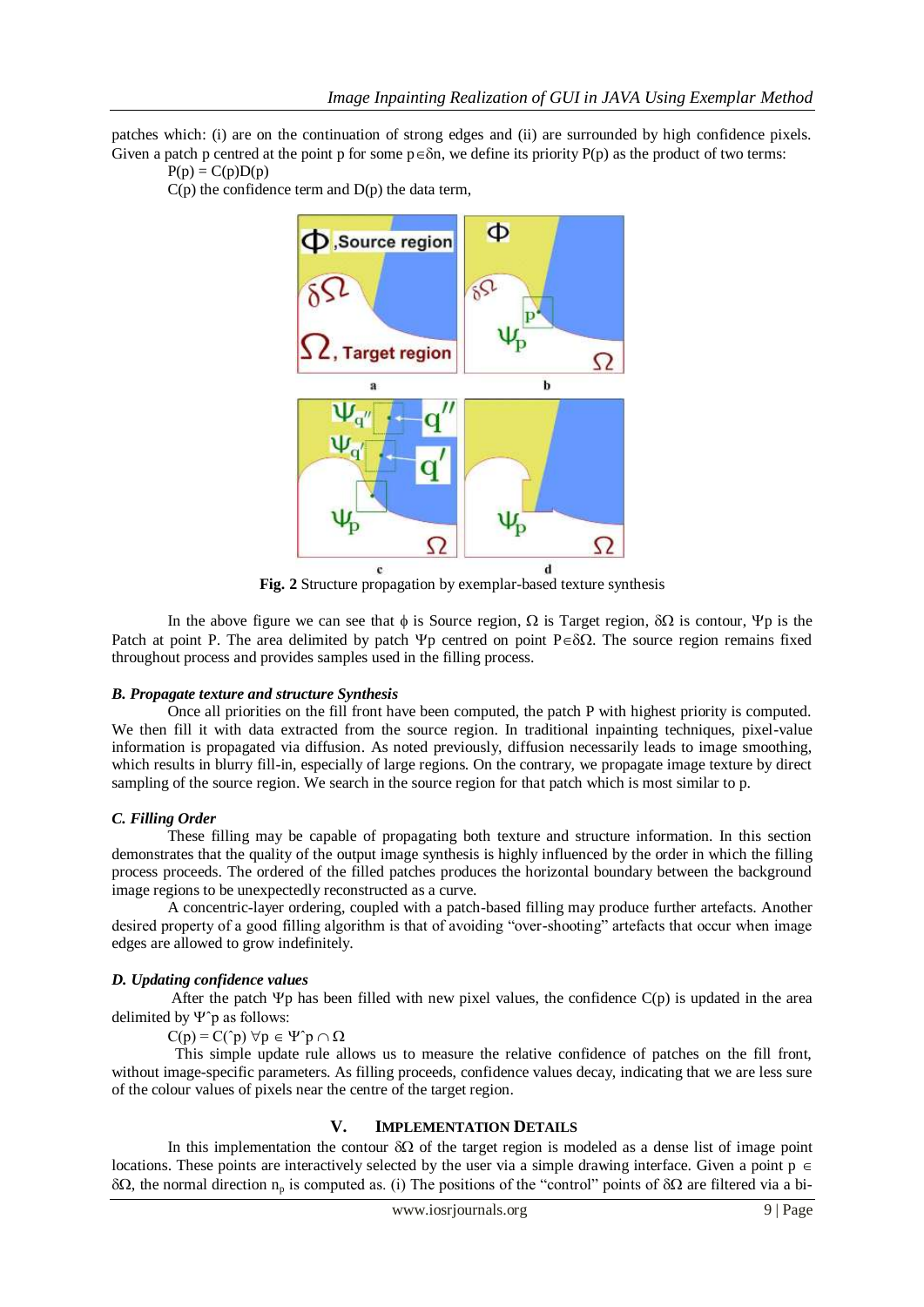patches which: (i) are on the continuation of strong edges and (ii) are surrounded by high confidence pixels. Given a patch p centred at the point p for some $p \in \delta n$, we define its priority P(p) as the product of two terms:

$P(p) = C(p)D(p)$

C(p) the confidence term and D(p) the data term,

**Fig. 2** Structure propagation by exemplar-based texture synthesis

In the above figure we can see that $\phi$ is Source region, $\Omega$ is Target region, $\delta\Omega$ is contour, $\Psi p$ is the Patch at point P. The area delimited by patch $\Psi p$ centred on point $P \in \delta\Omega$. The source region remains fixed throughout process and provides samples used in the filling process.

### *B. Propagate texture and structure Synthesis*

Once all priorities on the fill front have been computed, the patch P with highest priority is computed. We then fill it with data extracted from the source region. In traditional inpainting techniques, pixel-value information is propagated via diffusion. As noted previously, diffusion necessarily leads to image smoothing, which results in blurry fill-in, especially of large regions. On the contrary, we propagate image texture by direct sampling of the source region. We search in the source region for that patch which is most similar to p.

### *C. Filling Order*

These filling may be capable of propagating both texture and structure information. In this section demonstrates that the quality of the output image synthesis is highly influenced by the order in which the filling process proceeds. The ordered of the filled patches produces the horizontal boundary between the background image regions to be unexpectedly reconstructed as a curve.

A concentric-layer ordering, coupled with a patch-based filling may produce further artefacts. Another desired property of a good filling algorithm is that of avoiding "over-shooting" artefacts that occur when image edges are allowed to grow indefinitely.

### *D. Updating confidence values*

After the patch $\Psi p$ has been filled with new pixel values, the confidence C(p) is updated in the area delimited by $\Psi\hat{}p$ as follows:

$C(p) = C(\hat{}p) \ \forall p \in \Psi\hat{}p \cap \Omega$

This simple update rule allows us to measure the relative confidence of patches on the fill front, without image-specific parameters. As filling proceeds, confidence values decay, indicating that we are less sure of the colour values of pixels near the centre of the target region.

## V. Implementation Details

In this implementation the contour $\delta\Omega$ of the target region is modeled as a dense list of image point locations. These points are interactively selected by the user via a simple drawing interface. Given a point $p \in \delta\Omega$, the normal direction $n_p$ is computed as. (i) The positions of the "control" points of $\delta\Omega$ are filtered via a bi-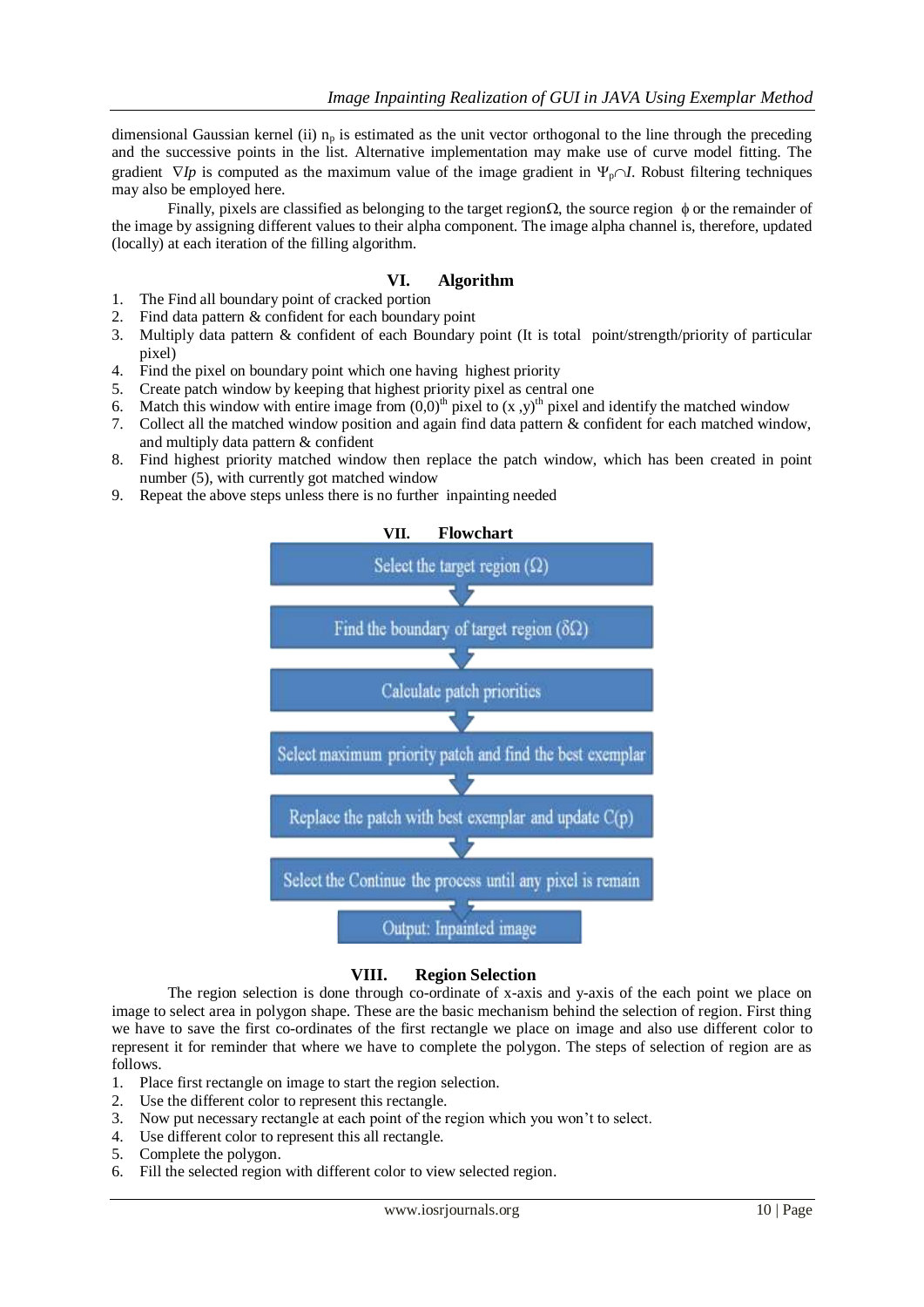dimensional Gaussian kernel (ii) $n_p$ is estimated as the unit vector orthogonal to the line through the preceding and the successive points in the list. Alternative implementation may make use of curve model fitting. The gradient $\nabla Ip$ is computed as the maximum value of the image gradient in $\Psi_p \cap I$. Robust filtering techniques may also be employed here.

Finally, pixels are classified as belonging to the target region$\Omega$, the source region $\phi$ or the remainder of the image by assigning different values to their alpha component. The image alpha channel is, therefore, updated (locally) at each iteration of the filling algorithm.

## VI. Algorithm

1. The Find all boundary point of cracked portion
2. Find data pattern & confident for each boundary point
3. Multiply data pattern & confident of each Boundary point (It is total point/strength/priority of particular pixel)
4. Find the pixel on boundary point which one having highest priority
5. Create patch window by keeping that highest priority pixel as central one
6. Match this window with entire image from $(0,0)^{th}$ pixel to $(x,y)^{th}$ pixel and identify the matched window
7. Collect all the matched window position and again find data pattern & confident for each matched window, and multiply data pattern & confident
8. Find highest priority matched window then replace the patch window, which has been created in point number (5), with currently got matched window
9. Repeat the above steps unless there is no further inpainting needed

## VII. Flowchart

Select the target region ($\Omega$)

↓

Find the boundary of target region ($\delta\Omega$)

↓

Calculate patch priorities

↓

Select maximum priority patch and find the best exemplar

↓

Replace the patch with best exemplar and update C(p)

↓

Select the Continue the process until any pixel is remain

↓

Output: Inpainted image

## VIII. Region Selection

The region selection is done through co-ordinate of x-axis and y-axis of the each point we place on image to select area in polygon shape. These are the basic mechanism behind the selection of region. First thing we have to save the first co-ordinates of the first rectangle we place on image and also use different color to represent it for reminder that where we have to complete the polygon. The steps of selection of region are as follows.

1. Place first rectangle on image to start the region selection.
2. Use the different color to represent this rectangle.
3. Now put necessary rectangle at each point of the region which you won't to select.
4. Use different color to represent this all rectangle.
5. Complete the polygon.
6. Fill the selected region with different color to view selected region.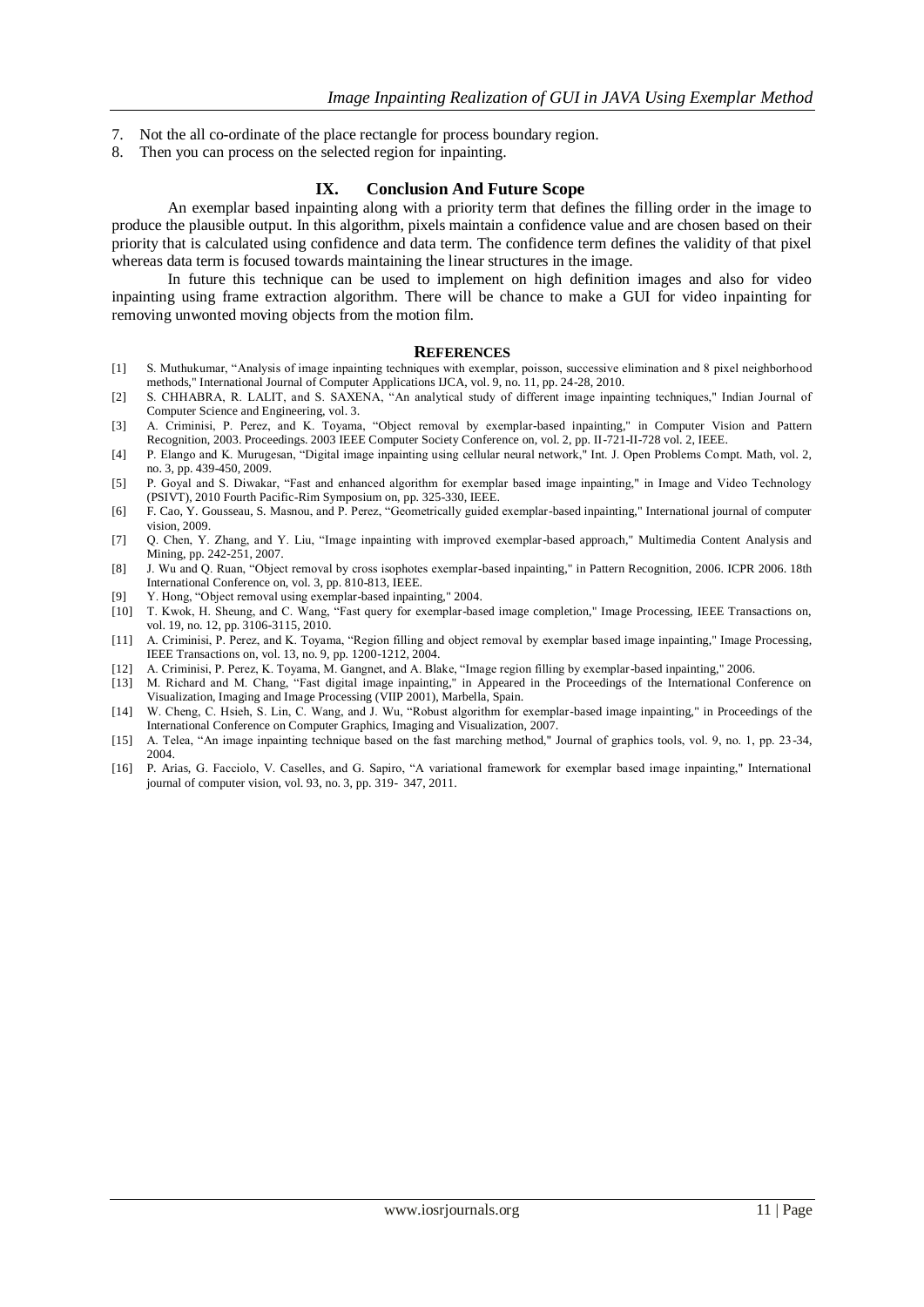7. Not the all co-ordinate of the place rectangle for process boundary region.
8. Then you can process on the selected region for inpainting.

## IX. Conclusion And Future Scope

An exemplar based inpainting along with a priority term that defines the filling order in the image to produce the plausible output. In this algorithm, pixels maintain a confidence value and are chosen based on their priority that is calculated using confidence and data term. The confidence term defines the validity of that pixel whereas data term is focused towards maintaining the linear structures in the image.

In future this technique can be used to implement on high definition images and also for video inpainting using frame extraction algorithm. There will be chance to make a GUI for video inpainting for removing unwonted moving objects from the motion film.

## References

[1] S. Muthukumar, "Analysis of image inpainting techniques with exemplar, poisson, successive elimination and 8 pixel neighborhood methods," International Journal of Computer Applications IJCA, vol. 9, no. 11, pp. 24-28, 2010.

[2] S. CHHABRA, R. LALIT, and S. SAXENA, "An analytical study of different image inpainting techniques," Indian Journal of Computer Science and Engineering, vol. 3.

[3] A. Criminisi, P. Perez, and K. Toyama, "Object removal by exemplar-based inpainting," in Computer Vision and Pattern Recognition, 2003. Proceedings. 2003 IEEE Computer Society Conference on, vol. 2, pp. II-721-II-728 vol. 2, IEEE.

[4] P. Elango and K. Murugesan, "Digital image inpainting using cellular neural network," Int. J. Open Problems Compt. Math, vol. 2, no. 3, pp. 439-450, 2009.

[5] P. Goyal and S. Diwakar, "Fast and enhanced algorithm for exemplar based image inpainting," in Image and Video Technology (PSIVT), 2010 Fourth Pacific-Rim Symposium on, pp. 325-330, IEEE.

[6] F. Cao, Y. Gousseau, S. Masnou, and P. Perez, "Geometrically guided exemplar-based inpainting," International journal of computer vision, 2009.

[7] Q. Chen, Y. Zhang, and Y. Liu, "Image inpainting with improved exemplar-based approach," Multimedia Content Analysis and Mining, pp. 242-251, 2007.

[8] J. Wu and Q. Ruan, "Object removal by cross isophotes exemplar-based inpainting," in Pattern Recognition, 2006. ICPR 2006. 18th International Conference on, vol. 3, pp. 810-813, IEEE.

[9] Y. Hong, "Object removal using exemplar-based inpainting," 2004.

[10] T. Kwok, H. Sheung, and C. Wang, "Fast query for exemplar-based image completion," Image Processing, IEEE Transactions on, vol. 19, no. 12, pp. 3106-3115, 2010.

[11] A. Criminisi, P. Perez, and K. Toyama, "Region filling and object removal by exemplar based image inpainting," Image Processing, IEEE Transactions on, vol. 13, no. 9, pp. 1200-1212, 2004.

[12] A. Criminisi, P. Perez, K. Toyama, M. Gangnet, and A. Blake, "Image region filling by exemplar-based inpainting," 2006.

[13] M. Richard and M. Chang, "Fast digital image inpainting," in Appeared in the Proceedings of the International Conference on Visualization, Imaging and Image Processing (VIIP 2001), Marbella, Spain.

[14] W. Cheng, C. Hsieh, S. Lin, C. Wang, and J. Wu, "Robust algorithm for exemplar-based image inpainting," in Proceedings of the International Conference on Computer Graphics, Imaging and Visualization, 2007.

[15] A. Telea, "An image inpainting technique based on the fast marching method," Journal of graphics tools, vol. 9, no. 1, pp. 23-34, 2004.

[16] P. Arias, G. Facciolo, V. Caselles, and G. Sapiro, "A variational framework for exemplar based image inpainting," International journal of computer vision, vol. 93, no. 3, pp. 319- 347, 2011.